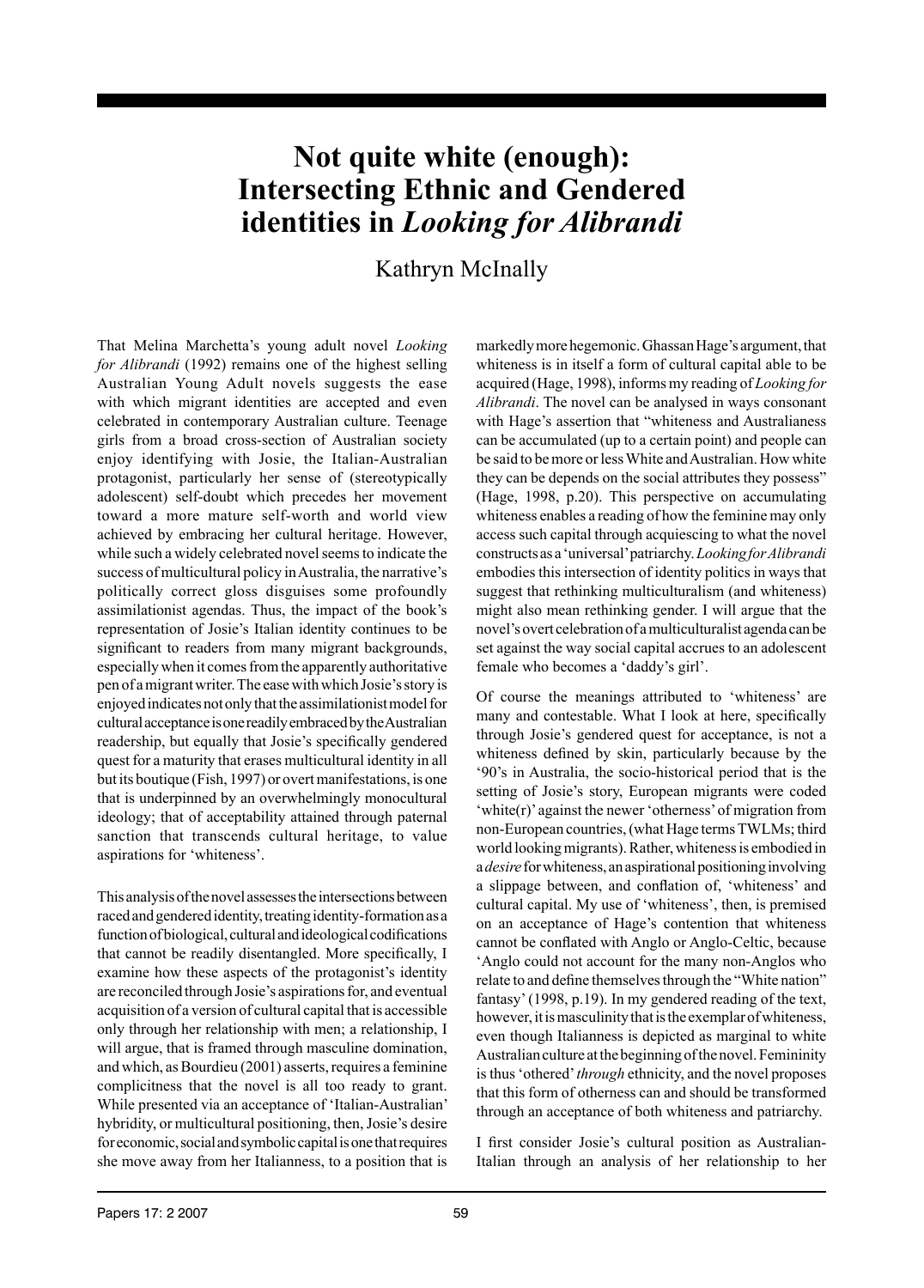# Not quite white (enough): Intersecting Ethnic and Gendered identities in *Looking for Alibrandi*

Kathryn McInally

That Melina Marchetta's young adult novel *Looking for Alibrandi* (1992) remains one of the highest selling Australian Young Adult novels suggests the ease with which migrant identities are accepted and even celebrated in contemporary Australian culture. Teenage girls from a broad cross-section of Australian society enjoy identifying with Josie, the Italian-Australian protagonist, particularly her sense of (stereotypically adolescent) self-doubt which precedes her movement toward a more mature self-worth and world view achieved by embracing her cultural heritage. However, while such a widely celebrated novel seems to indicate the success of multicultural policy in Australia, the narrative's politically correct gloss disguises some profoundly assimilationist agendas. Thus, the impact of the book's representation of Josie's Italian identity continues to be significant to readers from many migrant backgrounds, especially when it comes from the apparently authoritative pen of a migrant writer. The ease with which Josie's story is enjoyed indicates not only that the assimilationist model for cultural acceptance is one readily embraced by the Australian readership, but equally that Josie's specifically gendered quest for a maturity that erases multicultural identity in all but its boutique (Fish, 1997) or overt manifestations, is one that is underpinned by an overwhelmingly monocultural ideology; that of acceptability attained through paternal sanction that transcends cultural heritage, to value aspirations for 'whiteness'.

This analysis of the novel assesses the intersections between raced and gendered identity, treating identity-formation as a function of biological, cultural and ideological codifications that cannot be readily disentangled. More specifically, I examine how these aspects of the protagonist's identity are reconciled through Josie's aspirations for, and eventual acquisition of a version of cultural capital that is accessible only through her relationship with men; a relationship, I will argue, that is framed through masculine domination, and which, as Bourdieu (2001) asserts, requires a feminine complicitness that the novel is all too ready to grant. While presented via an acceptance of 'Italian-Australian' hybridity, or multicultural positioning, then, Josie's desire for economic, social and symbolic capital is one that requires she move away from her Italianness, to a position that is markedly more hegemonic. Ghassan Hage's argument, that whiteness is in itself a form of cultural capital able to be acquired (Hage, 1998), informs my reading of *Looking for Alibrandi*. The novel can be analysed in ways consonant with Hage's assertion that "whiteness and Australianess can be accumulated (up to a certain point) and people can be said to be more or less White and Australian. How white they can be depends on the social attributes they possess" (Hage, 1998, p.20). This perspective on accumulating whiteness enables a reading of how the feminine may only access such capital through acquiescing to what the novel constructs as a 'universal' patriarchy. *Looking for Alibrandi* embodies this intersection of identity politics in ways that suggest that rethinking multiculturalism (and whiteness) might also mean rethinking gender. I will argue that the novel's overt celebration of a multiculturalist agenda can be set against the way social capital accrues to an adolescent female who becomes a 'daddy's girl'.

Of course the meanings attributed to 'whiteness' are many and contestable. What I look at here, specifically through Josie's gendered quest for acceptance, is not a whiteness defined by skin, particularly because by the '90's in Australia, the socio-historical period that is the setting of Josie's story, European migrants were coded 'white(r)' against the newer 'otherness' of migration from non-European countries, (what Hage terms TWLMs; third world looking migrants). Rather, whiteness is embodied in a *desire* for whiteness, an aspirational positioning involving a slippage between, and conflation of, 'whiteness' and cultural capital. My use of 'whiteness', then, is premised on an acceptance of Hage's contention that whiteness cannot be conflated with Anglo or Anglo-Celtic, because 'Anglo could not account for the many non-Anglos who relate to and define themselves through the "White nation" fantasy' (1998, p.19). In my gendered reading of the text, however, it is masculinity that is the exemplar of whiteness, even though Italianness is depicted as marginal to white Australian culture at the beginning of the novel. Femininity is thus 'othered' *through* ethnicity, and the novel proposes that this form of otherness can and should be transformed through an acceptance of both whiteness and patriarchy.

I first consider Josie's cultural position as Australian-Italian through an analysis of her relationship to her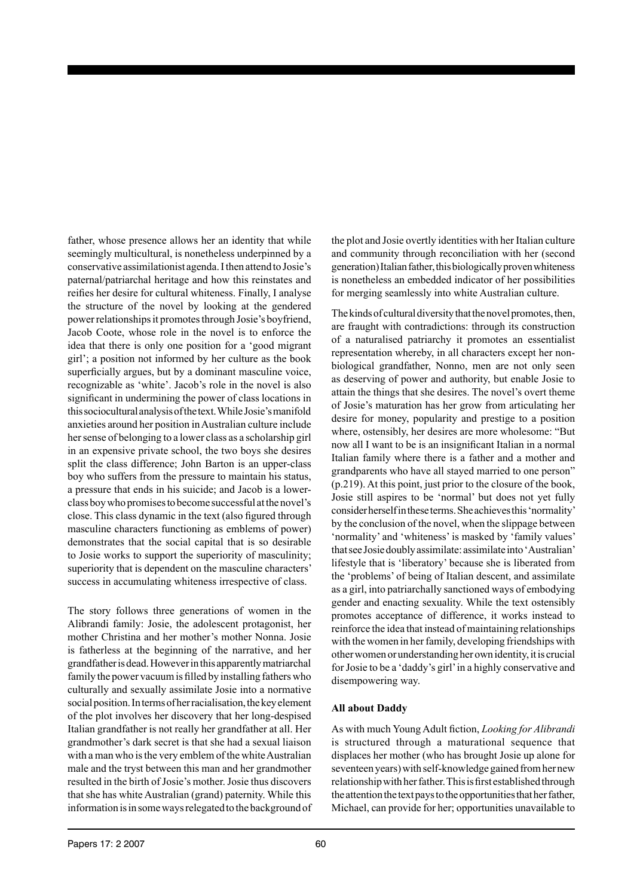father, whose presence allows her an identity that while seemingly multicultural, is nonetheless underpinned by a conservative assimilationist agenda. I then attend to Josie's paternal/patriarchal heritage and how this reinstates and reifies her desire for cultural whiteness. Finally, I analyse the structure of the novel by looking at the gendered power relationships it promotes through Josie's boyfriend, Jacob Coote, whose role in the novel is to enforce the idea that there is only one position for a 'good migrant girl'; a position not informed by her culture as the book superficially argues, but by a dominant masculine voice, recognizable as 'white'. Jacob's role in the novel is also significant in undermining the power of class locations in this sociocultural analysis of the text. While Josie's manifold anxieties around her position in Australian culture include her sense of belonging to a lower class as a scholarship girl in an expensive private school, the two boys she desires split the class difference; John Barton is an upper-class boy who suffers from the pressure to maintain his status, a pressure that ends in his suicide; and Jacob is a lower-class boy who promises to become successful at the novel's close. This class dynamic in the text (also figured through masculine characters functioning as emblems of power) demonstrates that the social capital that is so desirable to Josie works to support the superiority of masculinity; superiority that is dependent on the masculine characters' success in accumulating whiteness irrespective of class.

The story follows three generations of women in the Alibrandi family: Josie, the adolescent protagonist, her mother Christina and her mother's mother Nonna. Josie is fatherless at the beginning of the narrative, and her grandfather is dead. However in this apparently matriarchal family the power vacuum is filled by installing fathers who culturally and sexually assimilate Josie into a normative social position. In terms of her racialisation, the key element of the plot involves her discovery that her long-despised Italian grandfather is not really her grandfather at all. Her grandmother's dark secret is that she had a sexual liaison with a man who is the very emblem of the white Australian male and the tryst between this man and her grandmother resulted in the birth of Josie's mother. Josie thus discovers that she has white Australian (grand) paternity. While this information is in some ways relegated to the background of the plot and Josie overtly identities with her Italian culture and community through reconciliation with her (second generation) Italian father, this biologically proven whiteness is nonetheless an embedded indicator of her possibilities for merging seamlessly into white Australian culture.

The kinds of cultural diversity that the novel promotes, then, are fraught with contradictions: through its construction of a naturalised patriarchy it promotes an essentialist representation whereby, in all characters except her non-biological grandfather, Nonno, men are not only seen as deserving of power and authority, but enable Josie to attain the things that she desires. The novel's overt theme of Josie's maturation has her grow from articulating her desire for money, popularity and prestige to a position where, ostensibly, her desires are more wholesome: "But now all I want to be is an insignificant Italian in a normal Italian family where there is a father and a mother and grandparents who have all stayed married to one person" (p.219). At this point, just prior to the closure of the book, Josie still aspires to be 'normal' but does not yet fully consider herself in these terms. She achieves this 'normality' by the conclusion of the novel, when the slippage between 'normality' and 'whiteness' is masked by 'family values' that see Josie doubly assimilate: assimilate into 'Australian' lifestyle that is 'liberatory' because she is liberated from the 'problems' of being of Italian descent, and assimilate as a girl, into patriarchally sanctioned ways of embodying gender and enacting sexuality. While the text ostensibly promotes acceptance of difference, it works instead to reinforce the idea that instead of maintaining relationships with the women in her family, developing friendships with other women or understanding her own identity, it is crucial for Josie to be a 'daddy's girl' in a highly conservative and disempowering way.

**All about Daddy**

As with much Young Adult fiction, *Looking for Alibrandi* is structured through a maturational sequence that displaces her mother (who has brought Josie up alone for seventeen years) with self-knowledge gained from her new relationship with her father. This is first established through the attention the text pays to the opportunities that her father, Michael, can provide for her; opportunities unavailable to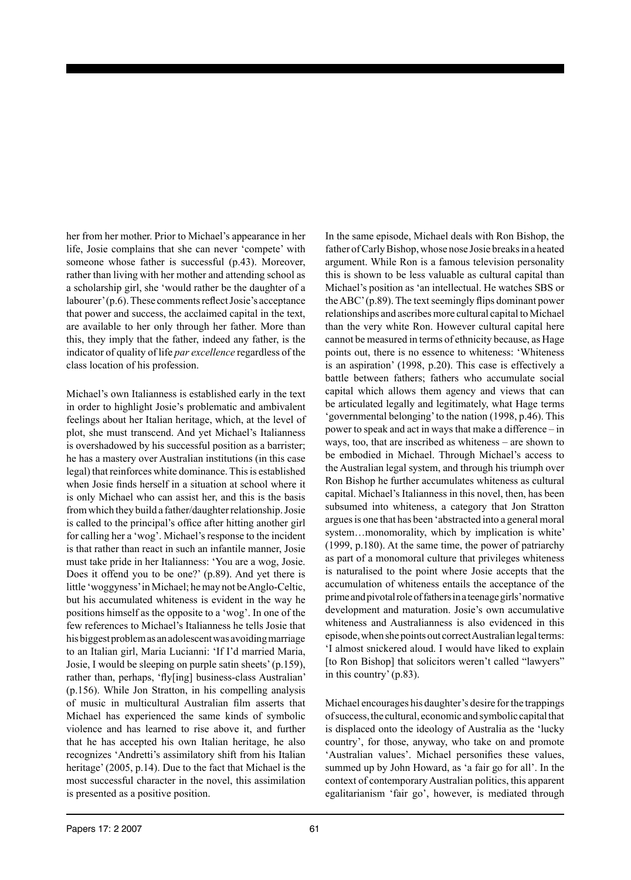her from her mother. Prior to Michael's appearance in her life, Josie complains that she can never 'compete' with someone whose father is successful (p.43). Moreover, rather than living with her mother and attending school as a scholarship girl, she 'would rather be the daughter of a labourer' (p.6). These comments reflect Josie's acceptance that power and success, the acclaimed capital in the text, are available to her only through her father. More than this, they imply that the father, indeed any father, is the indicator of quality of life *par excellence* regardless of the class location of his profession.

Michael's own Italianness is established early in the text in order to highlight Josie's problematic and ambivalent feelings about her Italian heritage, which, at the level of plot, she must transcend. And yet Michael's Italianness is overshadowed by his successful position as a barrister; he has a mastery over Australian institutions (in this case legal) that reinforces white dominance. This is established when Josie finds herself in a situation at school where it is only Michael who can assist her, and this is the basis from which they build a father/daughter relationship. Josie is called to the principal's office after hitting another girl for calling her a 'wog'. Michael's response to the incident is that rather than react in such an infantile manner, Josie must take pride in her Italianness: 'You are a wog, Josie. Does it offend you to be one?' (p.89). And yet there is little 'woggyness' in Michael; he may not be Anglo-Celtic, but his accumulated whiteness is evident in the way he positions himself as the opposite to a 'wog'. In one of the few references to Michael's Italianness he tells Josie that his biggest problem as an adolescent was avoiding marriage to an Italian girl, Maria Lucianni: 'If I'd married Maria, Josie, I would be sleeping on purple satin sheets' (p.159), rather than, perhaps, 'fly[ing] business-class Australian' (p.156). While Jon Stratton, in his compelling analysis of music in multicultural Australian film asserts that Michael has experienced the same kinds of symbolic violence and has learned to rise above it, and further that he has accepted his own Italian heritage, he also recognizes 'Andretti's assimilatory shift from his Italian heritage' (2005, p.14). Due to the fact that Michael is the most successful character in the novel, this assimilation is presented as a positive position.

In the same episode, Michael deals with Ron Bishop, the father of Carly Bishop, whose nose Josie breaks in a heated argument. While Ron is a famous television personality this is shown to be less valuable as cultural capital than Michael's position as 'an intellectual. He watches SBS or the ABC' (p.89). The text seemingly flips dominant power relationships and ascribes more cultural capital to Michael than the very white Ron. However cultural capital here cannot be measured in terms of ethnicity because, as Hage points out, there is no essence to whiteness: 'Whiteness is an aspiration' (1998, p.20). This case is effectively a battle between fathers; fathers who accumulate social capital which allows them agency and views that can be articulated legally and legitimately, what Hage terms 'governmental belonging' to the nation (1998, p.46). This power to speak and act in ways that make a difference – in ways, too, that are inscribed as whiteness – are shown to be embodied in Michael. Through Michael's access to the Australian legal system, and through his triumph over Ron Bishop he further accumulates whiteness as cultural capital. Michael's Italianness in this novel, then, has been subsumed into whiteness, a category that Jon Stratton argues is one that has been 'abstracted into a general moral system…monomorality, which by implication is white' (1999, p.180). At the same time, the power of patriarchy as part of a monomoral culture that privileges whiteness is naturalised to the point where Josie accepts that the accumulation of whiteness entails the acceptance of the prime and pivotal role of fathers in a teenage girls' normative development and maturation. Josie's own accumulative whiteness and Australianness is also evidenced in this episode, when she points out correct Australian legal terms: 'I almost snickered aloud. I would have liked to explain [to Ron Bishop] that solicitors weren't called "lawyers" in this country' (p.83).

Michael encourages his daughter's desire for the trappings of success, the cultural, economic and symbolic capital that is displaced onto the ideology of Australia as the 'lucky country', for those, anyway, who take on and promote 'Australian values'. Michael personifies these values, summed up by John Howard, as 'a fair go for all'. In the context of contemporary Australian politics, this apparent egalitarianism 'fair go', however, is mediated through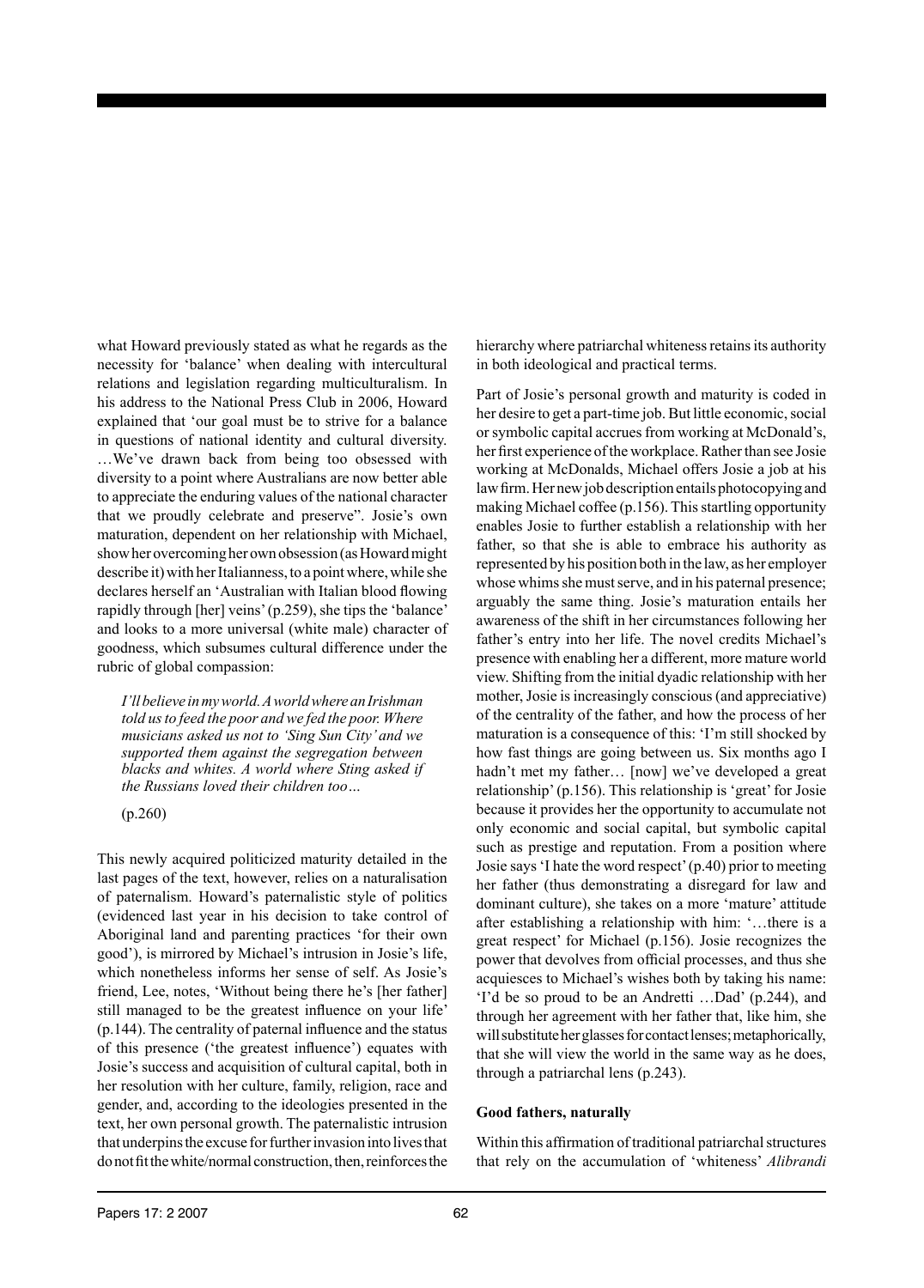what Howard previously stated as what he regards as the necessity for 'balance' when dealing with intercultural relations and legislation regarding multiculturalism. In his address to the National Press Club in 2006, Howard explained that 'our goal must be to strive for a balance in questions of national identity and cultural diversity. …We've drawn back from being too obsessed with diversity to a point where Australians are now better able to appreciate the enduring values of the national character that we proudly celebrate and preserve". Josie's own maturation, dependent on her relationship with Michael, show her overcoming her own obsession (as Howard might describe it) with her Italianness, to a point where, while she declares herself an 'Australian with Italian blood flowing rapidly through [her] veins' (p.259), she tips the 'balance' and looks to a more universal (white male) character of goodness, which subsumes cultural difference under the rubric of global compassion:

> *I'll believe in my world. A world where an Irishman told us to feed the poor and we fed the poor. Where musicians asked us not to 'Sing Sun City' and we supported them against the segregation between blacks and whites. A world where Sting asked if the Russians loved their children too…*
>
> (p.260)

This newly acquired politicized maturity detailed in the last pages of the text, however, relies on a naturalisation of paternalism. Howard's paternalistic style of politics (evidenced last year in his decision to take control of Aboriginal land and parenting practices 'for their own good'), is mirrored by Michael's intrusion in Josie's life, which nonetheless informs her sense of self. As Josie's friend, Lee, notes, 'Without being there he's [her father] still managed to be the greatest influence on your life' (p.144). The centrality of paternal influence and the status of this presence ('the greatest influence') equates with Josie's success and acquisition of cultural capital, both in her resolution with her culture, family, religion, race and gender, and, according to the ideologies presented in the text, her own personal growth. The paternalistic intrusion that underpins the excuse for further invasion into lives that do not fit the white/normal construction, then, reinforces the hierarchy where patriarchal whiteness retains its authority in both ideological and practical terms.

Part of Josie's personal growth and maturity is coded in her desire to get a part-time job. But little economic, social or symbolic capital accrues from working at McDonald's, her first experience of the workplace. Rather than see Josie working at McDonalds, Michael offers Josie a job at his law firm. Her new job description entails photocopying and making Michael coffee (p.156). This startling opportunity enables Josie to further establish a relationship with her father, so that she is able to embrace his authority as represented by his position both in the law, as her employer whose whims she must serve, and in his paternal presence; arguably the same thing. Josie's maturation entails her awareness of the shift in her circumstances following her father's entry into her life. The novel credits Michael's presence with enabling her a different, more mature world view. Shifting from the initial dyadic relationship with her mother, Josie is increasingly conscious (and appreciative) of the centrality of the father, and how the process of her maturation is a consequence of this: 'I'm still shocked by how fast things are going between us. Six months ago I hadn't met my father… [now] we've developed a great relationship' (p.156). This relationship is 'great' for Josie because it provides her the opportunity to accumulate not only economic and social capital, but symbolic capital such as prestige and reputation. From a position where Josie says 'I hate the word respect' (p.40) prior to meeting her father (thus demonstrating a disregard for law and dominant culture), she takes on a more 'mature' attitude after establishing a relationship with him: '…there is a great respect' for Michael (p.156). Josie recognizes the power that devolves from official processes, and thus she acquiesces to Michael's wishes both by taking his name: 'I'd be so proud to be an Andretti …Dad' (p.244), and through her agreement with her father that, like him, she will substitute her glasses for contact lenses; metaphorically, that she will view the world in the same way as he does, through a patriarchal lens (p.243).

### Good fathers, naturally

Within this affirmation of traditional patriarchal structures that rely on the accumulation of 'whiteness' *Alibrandi*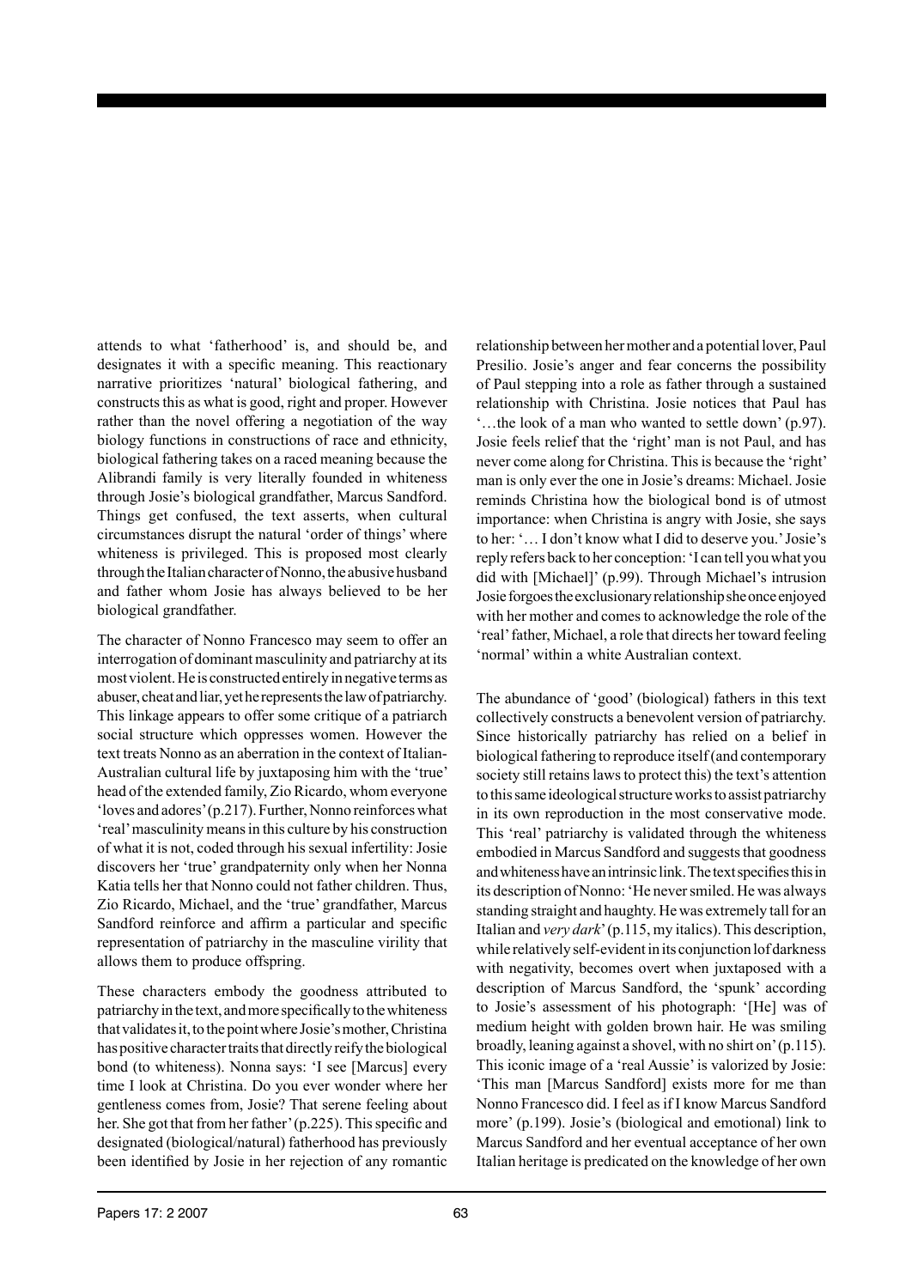attends to what 'fatherhood' is, and should be, and designates it with a specific meaning. This reactionary narrative prioritizes 'natural' biological fathering, and constructs this as what is good, right and proper. However rather than the novel offering a negotiation of the way biology functions in constructions of race and ethnicity, biological fathering takes on a raced meaning because the Alibrandi family is very literally founded in whiteness through Josie's biological grandfather, Marcus Sandford. Things get confused, the text asserts, when cultural circumstances disrupt the natural 'order of things' where whiteness is privileged. This is proposed most clearly through the Italian character of Nonno, the abusive husband and father whom Josie has always believed to be her biological grandfather.

The character of Nonno Francesco may seem to offer an interrogation of dominant masculinity and patriarchy at its most violent. He is constructed entirely in negative terms as abuser, cheat and liar, yet he represents the law of patriarchy. This linkage appears to offer some critique of a patriarch social structure which oppresses women. However the text treats Nonno as an aberration in the context of Italian-Australian cultural life by juxtaposing him with the 'true' head of the extended family, Zio Ricardo, whom everyone 'loves and adores' (p.217). Further, Nonno reinforces what 'real' masculinity means in this culture by his construction of what it is not, coded through his sexual infertility: Josie discovers her 'true' grandpaternity only when her Nonna Katia tells her that Nonno could not father children. Thus, Zio Ricardo, Michael, and the 'true' grandfather, Marcus Sandford reinforce and affirm a particular and specific representation of patriarchy in the masculine virility that allows them to produce offspring.

These characters embody the goodness attributed to patriarchy in the text, and more specifically to the whiteness that validates it, to the point where Josie's mother, Christina has positive character traits that directly reify the biological bond (to whiteness). Nonna says: 'I see [Marcus] every time I look at Christina. Do you ever wonder where her gentleness comes from, Josie? That serene feeling about her. She got that from her father' (p.225). This specific and designated (biological/natural) fatherhood has previously been identified by Josie in her rejection of any romantic relationship between her mother and a potential lover, Paul Presilio. Josie's anger and fear concerns the possibility of Paul stepping into a role as father through a sustained relationship with Christina. Josie notices that Paul has '…the look of a man who wanted to settle down' (p.97). Josie feels relief that the 'right' man is not Paul, and has never come along for Christina. This is because the 'right' man is only ever the one in Josie's dreams: Michael. Josie reminds Christina how the biological bond is of utmost importance: when Christina is angry with Josie, she says to her: '… I don't know what I did to deserve you.' Josie's reply refers back to her conception: 'I can tell you what you did with [Michael]' (p.99). Through Michael's intrusion Josie forgoes the exclusionary relationship she once enjoyed with her mother and comes to acknowledge the role of the 'real' father, Michael, a role that directs her toward feeling 'normal' within a white Australian context.

The abundance of 'good' (biological) fathers in this text collectively constructs a benevolent version of patriarchy. Since historically patriarchy has relied on a belief in biological fathering to reproduce itself (and contemporary society still retains laws to protect this) the text's attention to this same ideological structure works to assist patriarchy in its own reproduction in the most conservative mode. This 'real' patriarchy is validated through the whiteness embodied in Marcus Sandford and suggests that goodness and whiteness have an intrinsic link. The text specifies this in its description of Nonno: 'He never smiled. He was always standing straight and haughty. He was extremely tall for an Italian and *very dark*' (p.115, my italics). This description, while relatively self-evident in its conjunction lof darkness with negativity, becomes overt when juxtaposed with a description of Marcus Sandford, the 'spunk' according to Josie's assessment of his photograph: '[He] was of medium height with golden brown hair. He was smiling broadly, leaning against a shovel, with no shirt on' (p.115). This iconic image of a 'real Aussie' is valorized by Josie: 'This man [Marcus Sandford] exists more for me than Nonno Francesco did. I feel as if I know Marcus Sandford more' (p.199). Josie's (biological and emotional) link to Marcus Sandford and her eventual acceptance of her own Italian heritage is predicated on the knowledge of her own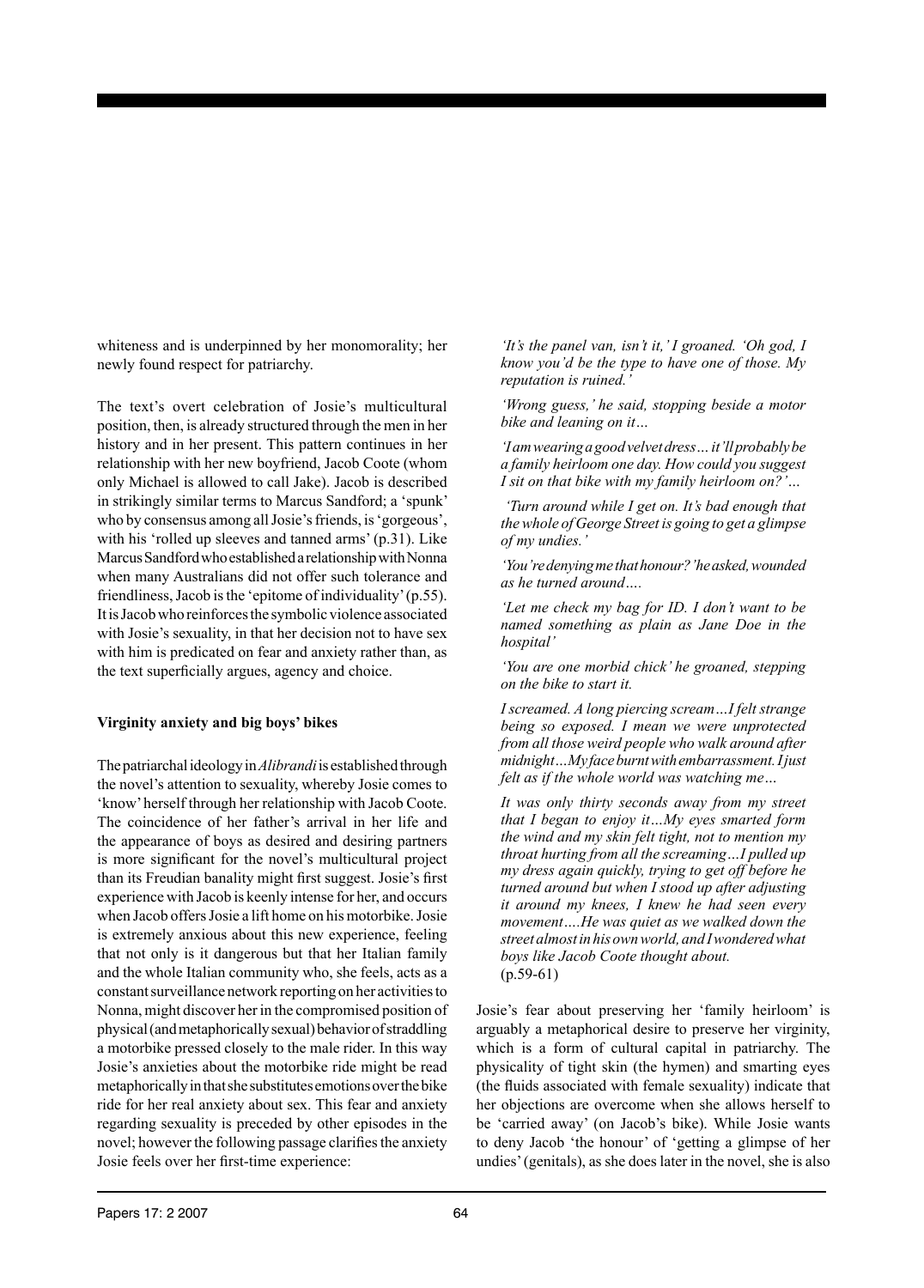whiteness and is underpinned by her monomorality; her newly found respect for patriarchy.

The text's overt celebration of Josie's multicultural position, then, is already structured through the men in her history and in her present. This pattern continues in her relationship with her new boyfriend, Jacob Coote (whom only Michael is allowed to call Jake). Jacob is described in strikingly similar terms to Marcus Sandford; a 'spunk' who by consensus among all Josie's friends, is 'gorgeous', with his 'rolled up sleeves and tanned arms' (p.31). Like Marcus Sandford who established a relationship with Nonna when many Australians did not offer such tolerance and friendliness, Jacob is the 'epitome of individuality' (p.55). It is Jacob who reinforces the symbolic violence associated with Josie's sexuality, in that her decision not to have sex with him is predicated on fear and anxiety rather than, as the text superficially argues, agency and choice.

**Virginity anxiety and big boys' bikes**

The patriarchal ideology in *Alibrandi* is established through the novel's attention to sexuality, whereby Josie comes to 'know' herself through her relationship with Jacob Coote. The coincidence of her father's arrival in her life and the appearance of boys as desired and desiring partners is more significant for the novel's multicultural project than its Freudian banality might first suggest. Josie's first experience with Jacob is keenly intense for her, and occurs when Jacob offers Josie a lift home on his motorbike. Josie is extremely anxious about this new experience, feeling that not only is it dangerous but that her Italian family and the whole Italian community who, she feels, acts as a constant surveillance network reporting on her activities to Nonna, might discover her in the compromised position of physical (and metaphorically sexual) behavior of straddling a motorbike pressed closely to the male rider. In this way Josie's anxieties about the motorbike ride might be read metaphorically in that she substitutes emotions over the bike ride for her real anxiety about sex. This fear and anxiety regarding sexuality is preceded by other episodes in the novel; however the following passage clarifies the anxiety Josie feels over her first-time experience:

> *'It's the panel van, isn't it,' I groaned. 'Oh god, I know you'd be the type to have one of those. My reputation is ruined.'*
>
> *'Wrong guess,' he said, stopping beside a motor bike and leaning on it…*
>
> *'I am wearing a good velvet dress… it'll probably be a family heirloom one day. How could you suggest I sit on that bike with my family heirloom on?'…*
>
> *'Turn around while I get on. It's bad enough that the whole of George Street is going to get a glimpse of my undies.'*
>
> *'You're denying me that honour?' he asked, wounded as he turned around….*
>
> *'Let me check my bag for ID. I don't want to be named something as plain as Jane Doe in the hospital'*
>
> *'You are one morbid chick' he groaned, stepping on the bike to start it.*
>
> *I screamed. A long piercing scream…I felt strange being so exposed. I mean we were unprotected from all those weird people who walk around after midnight…My face burnt with embarrassment. I just felt as if the whole world was watching me…*
>
> *It was only thirty seconds away from my street that I began to enjoy it…My eyes smarted form the wind and my skin felt tight, not to mention my throat hurting from all the screaming…I pulled up my dress again quickly, trying to get off before he turned around but when I stood up after adjusting it around my knees, I knew he had seen every movement….He was quiet as we walked down the street almost in his own world, and I wondered what boys like Jacob Coote thought about.*
> (p.59-61)

Josie's fear about preserving her 'family heirloom' is arguably a metaphorical desire to preserve her virginity, which is a form of cultural capital in patriarchy. The physicality of tight skin (the hymen) and smarting eyes (the fluids associated with female sexuality) indicate that her objections are overcome when she allows herself to be 'carried away' (on Jacob's bike). While Josie wants to deny Jacob 'the honour' of 'getting a glimpse of her undies' (genitals), as she does later in the novel, she is also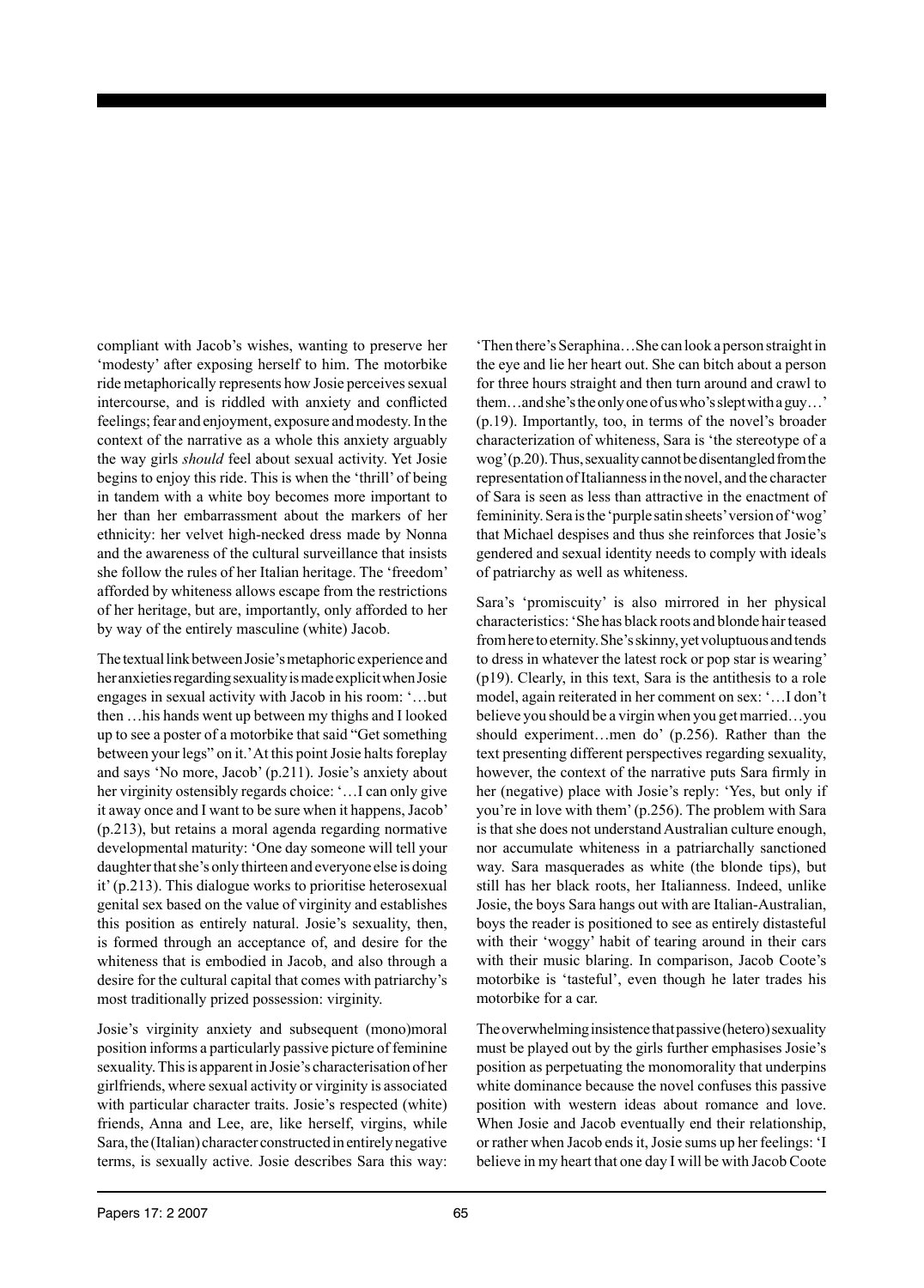compliant with Jacob's wishes, wanting to preserve her 'modesty' after exposing herself to him. The motorbike ride metaphorically represents how Josie perceives sexual intercourse, and is riddled with anxiety and conflicted feelings; fear and enjoyment, exposure and modesty. In the context of the narrative as a whole this anxiety arguably the way girls *should* feel about sexual activity. Yet Josie begins to enjoy this ride. This is when the 'thrill' of being in tandem with a white boy becomes more important to her than her embarrassment about the markers of her ethnicity: her velvet high-necked dress made by Nonna and the awareness of the cultural surveillance that insists she follow the rules of her Italian heritage. The 'freedom' afforded by whiteness allows escape from the restrictions of her heritage, but are, importantly, only afforded to her by way of the entirely masculine (white) Jacob.

The textual link between Josie's metaphoric experience and her anxieties regarding sexuality is made explicit when Josie engages in sexual activity with Jacob in his room: '…but then …his hands went up between my thighs and I looked up to see a poster of a motorbike that said "Get something between your legs" on it.' At this point Josie halts foreplay and says 'No more, Jacob' (p.211). Josie's anxiety about her virginity ostensibly regards choice: '…I can only give it away once and I want to be sure when it happens, Jacob' (p.213), but retains a moral agenda regarding normative developmental maturity: 'One day someone will tell your daughter that she's only thirteen and everyone else is doing it' (p.213). This dialogue works to prioritise heterosexual genital sex based on the value of virginity and establishes this position as entirely natural. Josie's sexuality, then, is formed through an acceptance of, and desire for the whiteness that is embodied in Jacob, and also through a desire for the cultural capital that comes with patriarchy's most traditionally prized possession: virginity.

Josie's virginity anxiety and subsequent (mono)moral position informs a particularly passive picture of feminine sexuality. This is apparent in Josie's characterisation of her girlfriends, where sexual activity or virginity is associated with particular character traits. Josie's respected (white) friends, Anna and Lee, are, like herself, virgins, while Sara, the (Italian) character constructed in entirely negative terms, is sexually active. Josie describes Sara this way: 'Then there's Seraphina…She can look a person straight in the eye and lie her heart out. She can bitch about a person for three hours straight and then turn around and crawl to them…and she's the only one of us who's slept with a guy…' (p.19). Importantly, too, in terms of the novel's broader characterization of whiteness, Sara is 'the stereotype of a wog' (p.20). Thus, sexuality cannot be disentangled from the representation of Italianness in the novel, and the character of Sara is seen as less than attractive in the enactment of femininity. Sera is the 'purple satin sheets' version of 'wog' that Michael despises and thus she reinforces that Josie's gendered and sexual identity needs to comply with ideals of patriarchy as well as whiteness.

Sara's 'promiscuity' is also mirrored in her physical characteristics: 'She has black roots and blonde hair teased from here to eternity. She's skinny, yet voluptuous and tends to dress in whatever the latest rock or pop star is wearing' (p19). Clearly, in this text, Sara is the antithesis to a role model, again reiterated in her comment on sex: '…I don't believe you should be a virgin when you get married…you should experiment…men do' (p.256). Rather than the text presenting different perspectives regarding sexuality, however, the context of the narrative puts Sara firmly in her (negative) place with Josie's reply: 'Yes, but only if you're in love with them' (p.256). The problem with Sara is that she does not understand Australian culture enough, nor accumulate whiteness in a patriarchally sanctioned way. Sara masquerades as white (the blonde tips), but still has her black roots, her Italianness. Indeed, unlike Josie, the boys Sara hangs out with are Italian-Australian, boys the reader is positioned to see as entirely distasteful with their 'woggy' habit of tearing around in their cars with their music blaring. In comparison, Jacob Coote's motorbike is 'tasteful', even though he later trades his motorbike for a car.

The overwhelming insistence that passive (hetero) sexuality must be played out by the girls further emphasises Josie's position as perpetuating the monomorality that underpins white dominance because the novel confuses this passive position with western ideas about romance and love. When Josie and Jacob eventually end their relationship, or rather when Jacob ends it, Josie sums up her feelings: 'I believe in my heart that one day I will be with Jacob Coote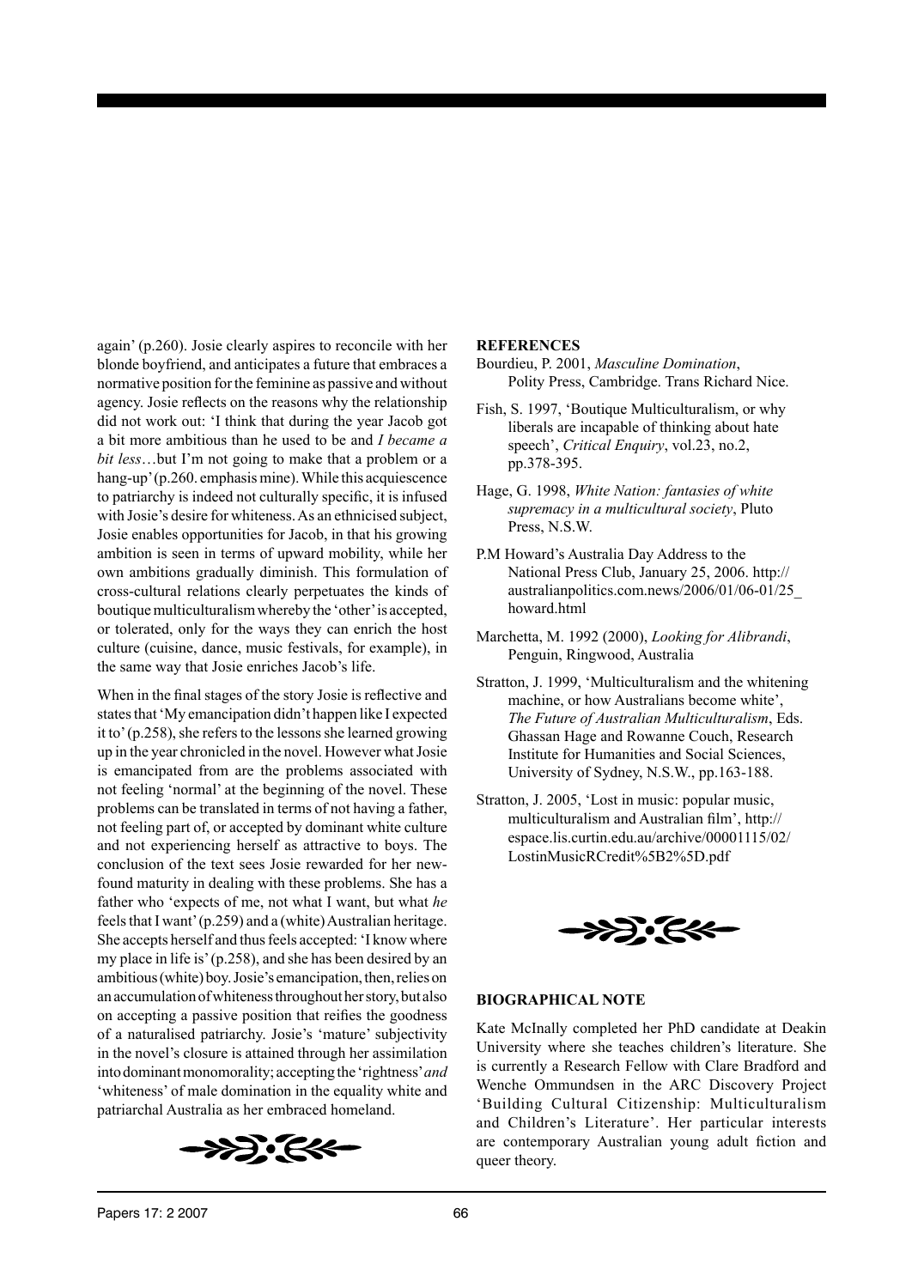again' (p.260). Josie clearly aspires to reconcile with her blonde boyfriend, and anticipates a future that embraces a normative position for the feminine as passive and without agency. Josie reflects on the reasons why the relationship did not work out: 'I think that during the year Jacob got a bit more ambitious than he used to be and *I became a bit less*…but I'm not going to make that a problem or a hang-up' (p.260. emphasis mine). While this acquiescence to patriarchy is indeed not culturally specific, it is infused with Josie's desire for whiteness. As an ethnicised subject, Josie enables opportunities for Jacob, in that his growing ambition is seen in terms of upward mobility, while her own ambitions gradually diminish. This formulation of cross-cultural relations clearly perpetuates the kinds of boutique multiculturalism whereby the 'other' is accepted, or tolerated, only for the ways they can enrich the host culture (cuisine, dance, music festivals, for example), in the same way that Josie enriches Jacob's life.

When in the final stages of the story Josie is reflective and states that 'My emancipation didn't happen like I expected it to' (p.258), she refers to the lessons she learned growing up in the year chronicled in the novel. However what Josie is emancipated from are the problems associated with not feeling 'normal' at the beginning of the novel. These problems can be translated in terms of not having a father, not feeling part of, or accepted by dominant white culture and not experiencing herself as attractive to boys. The conclusion of the text sees Josie rewarded for her new-found maturity in dealing with these problems. She has a father who 'expects of me, not what I want, but what *he* feels that I want' (p.259) and a (white) Australian heritage. She accepts herself and thus feels accepted: 'I know where my place in life is' (p.258), and she has been desired by an ambitious (white) boy. Josie's emancipation, then, relies on an accumulation of whiteness throughout her story, but also on accepting a passive position that reifies the goodness of a naturalised patriarchy. Josie's 'mature' subjectivity in the novel's closure is attained through her assimilation into dominant monomorality; accepting the 'rightness' *and* 'whiteness' of male domination in the equality white and patriarchal Australia as her embraced homeland.

## REFERENCES

Bourdieu, P. 2001, *Masculine Domination*, Polity Press, Cambridge. Trans Richard Nice.

Fish, S. 1997, 'Boutique Multiculturalism, or why liberals are incapable of thinking about hate speech', *Critical Enquiry*, vol.23, no.2, pp.378-395.

Hage, G. 1998, *White Nation: fantasies of white supremacy in a multicultural society*, Pluto Press, N.S.W.

P.M Howard's Australia Day Address to the National Press Club, January 25, 2006. http://australianpolitics.com.news/2006/01/06-01/25_howard.html

Marchetta, M. 1992 (2000), *Looking for Alibrandi*, Penguin, Ringwood, Australia

Stratton, J. 1999, 'Multiculturalism and the whitening machine, or how Australians become white', *The Future of Australian Multiculturalism*, Eds. Ghassan Hage and Rowanne Couch, Research Institute for Humanities and Social Sciences, University of Sydney, N.S.W., pp.163-188.

Stratton, J. 2005, 'Lost in music: popular music, multiculturalism and Australian film', http://espace.lis.curtin.edu.au/archive/00001115/02/LostinMusicRCredit%5B2%5D.pdf

## BIOGRAPHICAL NOTE

Kate McInally completed her PhD candidate at Deakin University where she teaches children's literature. She is currently a Research Fellow with Clare Bradford and Wenche Ommundsen in the ARC Discovery Project 'Building Cultural Citizenship: Multiculturalism and Children's Literature'. Her particular interests are contemporary Australian young adult fiction and queer theory.